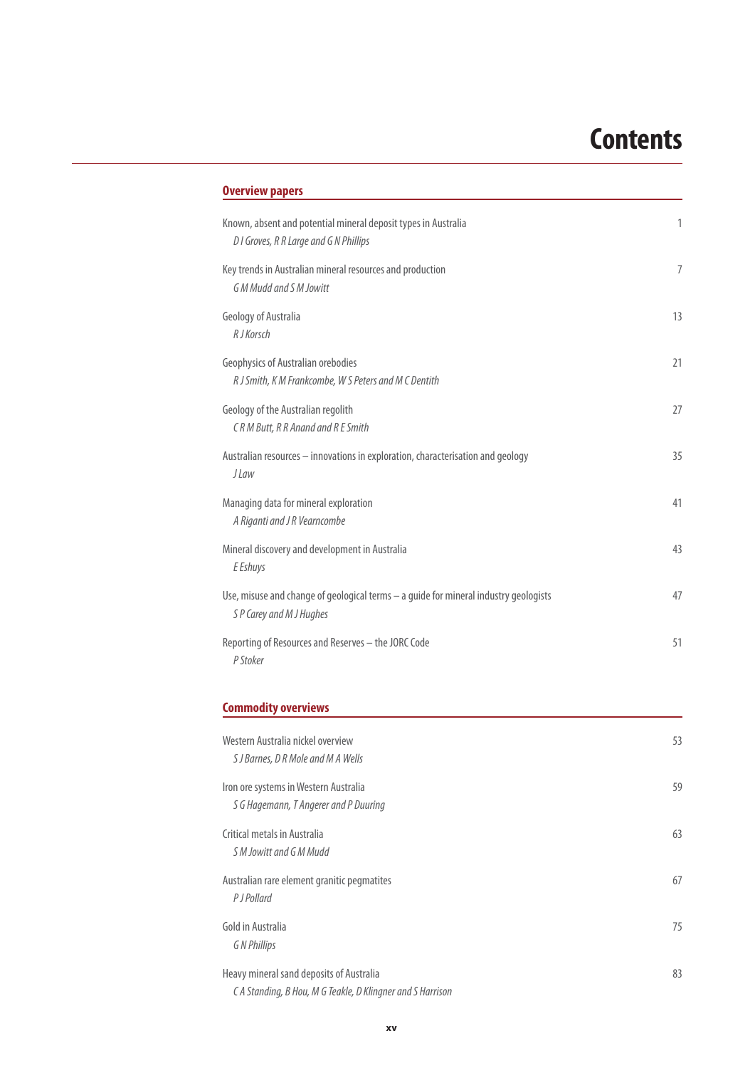# Contents

## Overview papers

Known, absent and potential mineral deposit types in Australia 1
*D I Groves, R R Large and G N Phillips*

Key trends in Australian mineral resources and production 7
*G M Mudd and S M Jowitt*

Geology of Australia 13
*R J Korsch*

Geophysics of Australian orebodies 21
*R J Smith, K M Frankcombe, W S Peters and M C Dentith*

Geology of the Australian regolith 27
*C R M Butt, R R Anand and R E Smith*

Australian resources – innovations in exploration, characterisation and geology 35
*J Law*

Managing data for mineral exploration 41
*A Riganti and J R Vearncombe*

Mineral discovery and development in Australia 43
*E Eshuys*

Use, misuse and change of geological terms – a guide for mineral industry geologists 47
*S P Carey and M J Hughes*

Reporting of Resources and Reserves – the JORC Code 51
*P Stoker*

## Commodity overviews

Western Australia nickel overview 53
*S J Barnes, D R Mole and M A Wells*

Iron ore systems in Western Australia 59
*S G Hagemann, T Angerer and P Duuring*

Critical metals in Australia 63
*S M Jowitt and G M Mudd*

Australian rare element granitic pegmatites 67
*P J Pollard*

Gold in Australia 75
*G N Phillips*

Heavy mineral sand deposits of Australia 83
*C A Standing, B Hou, M G Teakle, D Klingner and S Harrison*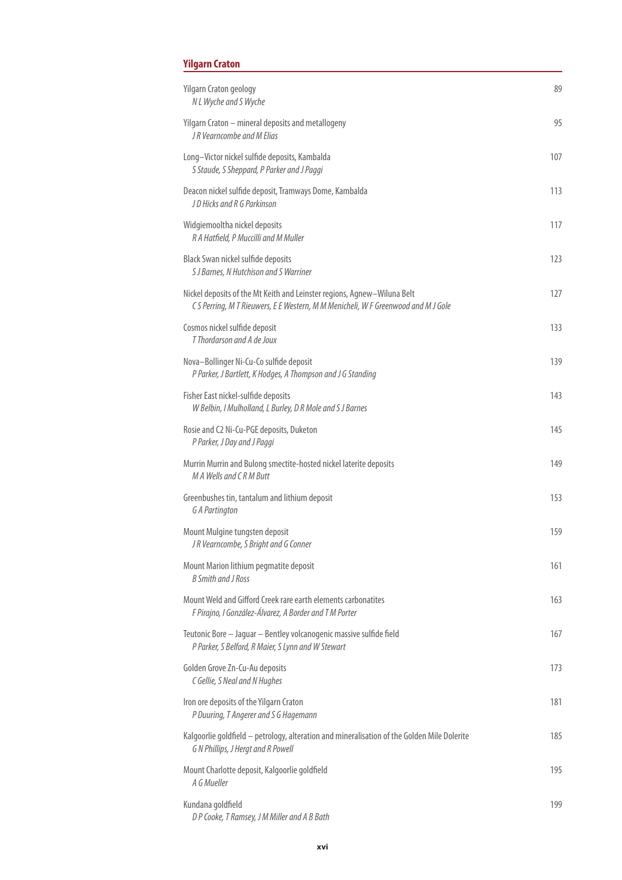## Yilgarn Craton

| | |
|---|---|
| Yilgarn Craton geology<br>*N L Wyche and S Wyche* | 89 |
| Yilgarn Craton – mineral deposits and metallogeny<br>*J R Vearncombe and M Elias* | 95 |
| Long–Victor nickel sulfide deposits, Kambalda<br>*S Staude, S Sheppard, P Parker and J Paggi* | 107 |
| Deacon nickel sulfide deposit, Tramways Dome, Kambalda<br>*J D Hicks and R G Parkinson* | 113 |
| Widgiemooltha nickel deposits<br>*R A Hatfield, P Muccilli and M Muller* | 117 |
| Black Swan nickel sulfide deposits<br>*S J Barnes, N Hutchison and S Warriner* | 123 |
| Nickel deposits of the Mt Keith and Leinster regions, Agnew–Wiluna Belt<br>*C S Perring, M T Rieuwers, E E Western, M M Menicheli, W F Greenwood and M J Gole* | 127 |
| Cosmos nickel sulfide deposit<br>*T Thordarson and A de Joux* | 133 |
| Nova–Bollinger Ni-Cu-Co sulfide deposit<br>*P Parker, J Bartlett, K Hodges, A Thompson and J G Standing* | 139 |
| Fisher East nickel-sulfide deposits<br>*W Belbin, I Mulholland, L Burley, D R Mole and S J Barnes* | 143 |
| Rosie and C2 Ni-Cu-PGE deposits, Duketon<br>*P Parker, J Day and J Paggi* | 145 |
| Murrin Murrin and Bulong smectite-hosted nickel laterite deposits<br>*M A Wells and C R M Butt* | 149 |
| Greenbushes tin, tantalum and lithium deposit<br>*G A Partington* | 153 |
| Mount Mulgine tungsten deposit<br>*J R Vearncombe, S Bright and G Conner* | 159 |
| Mount Marion lithium pegmatite deposit<br>*B Smith and J Ross* | 161 |
| Mount Weld and Gifford Creek rare earth elements carbonatites<br>*F Pirajno, I González-Álvarez, A Border and T M Porter* | 163 |
| Teutonic Bore – Jaguar – Bentley volcanogenic massive sulfide field<br>*P Parker, S Belford, R Maier, S Lynn and W Stewart* | 167 |
| Golden Grove Zn-Cu-Au deposits<br>*C Gellie, S Neal and N Hughes* | 173 |
| Iron ore deposits of the Yilgarn Craton<br>*P Duuring, T Angerer and S G Hagemann* | 181 |
| Kalgoorlie goldfield – petrology, alteration and mineralisation of the Golden Mile Dolerite<br>*G N Phillips, J Hergt and R Powell* | 185 |
| Mount Charlotte deposit, Kalgoorlie goldfield<br>*A G Mueller* | 195 |
| Kundana goldfield<br>*D P Cooke, T Ramsey, J M Miller and A B Bath* | 199 |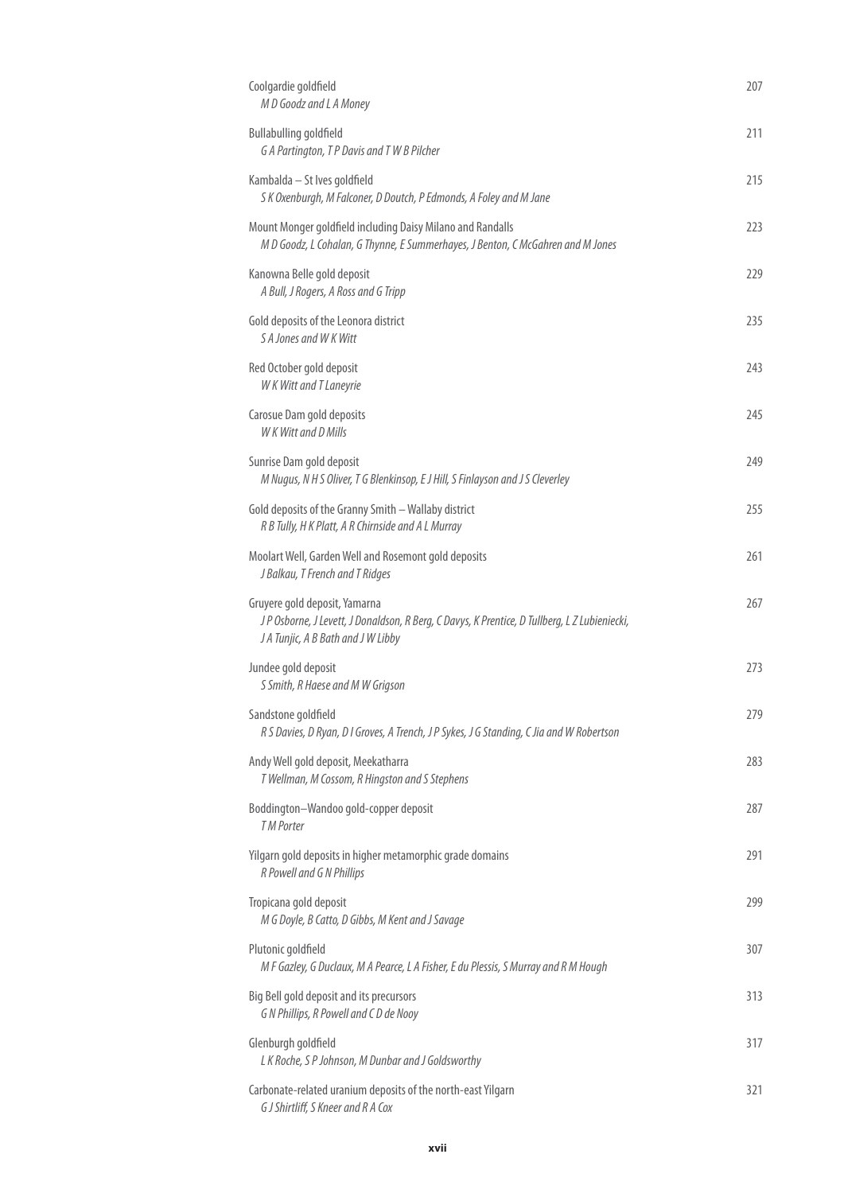Coolgardie goldfield 207
*M D Goodz and L A Money*

Bullabulling goldfield 211
*G A Partington, T P Davis and T W B Pilcher*

Kambalda – St Ives goldfield 215
*S K Oxenburgh, M Falconer, D Doutch, P Edmonds, A Foley and M Jane*

Mount Monger goldfield including Daisy Milano and Randalls 223
*M D Goodz, L Cohalan, G Thynne, E Summerhayes, J Benton, C McGahren and M Jones*

Kanowna Belle gold deposit 229
*A Bull, J Rogers, A Ross and G Tripp*

Gold deposits of the Leonora district 235
*S A Jones and W K Witt*

Red October gold deposit 243
*W K Witt and T Laneyrie*

Carosue Dam gold deposits 245
*W K Witt and D Mills*

Sunrise Dam gold deposit 249
*M Nugus, N H S Oliver, T G Blenkinsop, E J Hill, S Finlayson and J S Cleverley*

Gold deposits of the Granny Smith – Wallaby district 255
*R B Tully, H K Platt, A R Chirnside and A L Murray*

Moolart Well, Garden Well and Rosemont gold deposits 261
*J Balkau, T French and T Ridges*

Gruyere gold deposit, Yamarna 267
*J P Osborne, J Levett, J Donaldson, R Berg, C Davys, K Prentice, D Tullberg, L Z Lubieniecki, J A Tunjic, A B Bath and J W Libby*

Jundee gold deposit 273
*S Smith, R Haese and M W Grigson*

Sandstone goldfield 279
*R S Davies, D Ryan, D I Groves, A Trench, J P Sykes, J G Standing, C Jia and W Robertson*

Andy Well gold deposit, Meekatharra 283
*T Wellman, M Cossom, R Hingston and S Stephens*

Boddington–Wandoo gold-copper deposit 287
*T M Porter*

Yilgarn gold deposits in higher metamorphic grade domains 291
*R Powell and G N Phillips*

Tropicana gold deposit 299
*M G Doyle, B Catto, D Gibbs, M Kent and J Savage*

Plutonic goldfield 307
*M F Gazley, G Duclaux, M A Pearce, L A Fisher, E du Plessis, S Murray and R M Hough*

Big Bell gold deposit and its precursors 313
*G N Phillips, R Powell and C D de Nooy*

Glenburgh goldfield 317
*L K Roche, S P Johnson, M Dunbar and J Goldsworthy*

Carbonate-related uranium deposits of the north-east Yilgarn 321
*G J Shirtliff, S Kneer and R A Cox*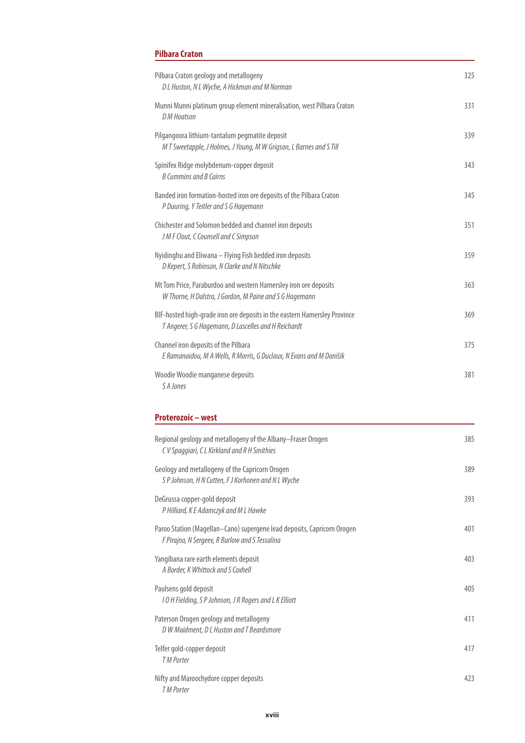## Pilbara Craton

| | |
|---|---|
| Pilbara Craton geology and metallogeny<br>*D L Huston, N L Wyche, A Hickman and M Norman* | 325 |
| Munni Munni platinum group element mineralisation, west Pilbara Craton<br>*D M Hoatson* | 331 |
| Pilgangoora lithium-tantalum pegmatite deposit<br>*M T Sweetapple, J Holmes, J Young, M W Grigson, L Barnes and S Till* | 339 |
| Spinifex Ridge molybdenum-copper deposit<br>*B Cummins and B Cairns* | 343 |
| Banded iron formation-hosted iron ore deposits of the Pilbara Craton<br>*P Duuring, Y Teitler and S G Hagemann* | 345 |
| Chichester and Solomon bedded and channel iron deposits<br>*J M F Clout, C Counsell and C Simpson* | 351 |
| Nyidinghu and Eliwana – Flying Fish bedded iron deposits<br>*D Kepert, S Robinson, N Clarke and N Nitschke* | 359 |
| Mt Tom Price, Paraburdoo and western Hamersley iron ore deposits<br>*W Thorne, H Dalstra, J Gordon, M Paine and S G Hagemann* | 363 |
| BIF-hosted high-grade iron ore deposits in the eastern Hamersley Province<br>*T Angerer, S G Hagemann, D Lascelles and H Reichardt* | 369 |
| Channel iron deposits of the Pilbara<br>*E Ramanaidou, M A Wells, R Morris, G Duclaux, N Evans and M Danišík* | 375 |
| Woodie Woodie manganese deposits<br>*S A Jones* | 381 |

## Proterozoic – west

| | |
|---|---|
| Regional geology and metallogeny of the Albany–Fraser Orogen<br>*C V Spaggiari, C L Kirkland and R H Smithies* | 385 |
| Geology and metallogeny of the Capricorn Orogen<br>*S P Johnson, H N Cutten, F J Korhonen and N L Wyche* | 389 |
| DeGrussa copper-gold deposit<br>*P Hilliard, K E Adamczyk and M L Hawke* | 393 |
| Paroo Station (Magellan–Cano) supergene lead deposits, Capricorn Orogen<br>*F Pirajno, N Sergeev, R Burlow and S Tessalina* | 401 |
| Yangibana rare earth elements deposit<br>*A Border, K Whittock and S Coxhell* | 403 |
| Paulsens gold deposit<br>*I O H Fielding, S P Johnson, J R Rogers and L K Elliott* | 405 |
| Paterson Orogen geology and metallogeny<br>*D W Maidment, D L Huston and T Beardsmore* | 411 |
| Telfer gold-copper deposit<br>*T M Porter* | 417 |
| Nifty and Maroochydore copper deposits<br>*T M Porter* | 423 |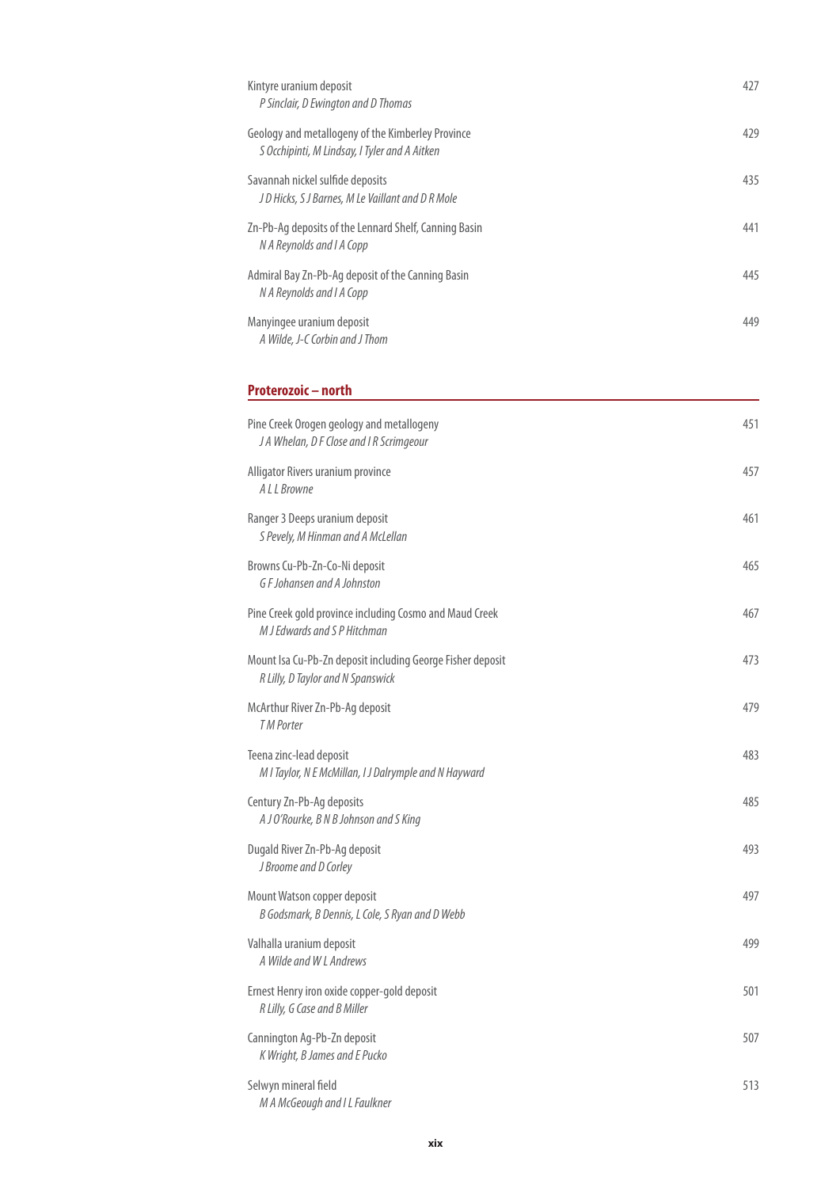Kintyre uranium deposit 427
*P Sinclair, D Ewington and D Thomas*

Geology and metallogeny of the Kimberley Province 429
*S Occhipinti, M Lindsay, I Tyler and A Aitken*

Savannah nickel sulfide deposits 435
*J D Hicks, S J Barnes, M Le Vaillant and D R Mole*

Zn-Pb-Ag deposits of the Lennard Shelf, Canning Basin 441
*N A Reynolds and I A Copp*

Admiral Bay Zn-Pb-Ag deposit of the Canning Basin 445
*N A Reynolds and I A Copp*

Manyingee uranium deposit 449
*A Wilde, J-C Corbin and J Thom*

## Proterozoic – north

Pine Creek Orogen geology and metallogeny 451
*J A Whelan, D F Close and I R Scrimgeour*

Alligator Rivers uranium province 457
*A L L Browne*

Ranger 3 Deeps uranium deposit 461
*S Pevely, M Hinman and A McLellan*

Browns Cu-Pb-Zn-Co-Ni deposit 465
*G F Johansen and A Johnston*

Pine Creek gold province including Cosmo and Maud Creek 467
*M J Edwards and S P Hitchman*

Mount Isa Cu-Pb-Zn deposit including George Fisher deposit 473
*R Lilly, D Taylor and N Spanswick*

McArthur River Zn-Pb-Ag deposit 479
*T M Porter*

Teena zinc-lead deposit 483
*M I Taylor, N E McMillan, I J Dalrymple and N Hayward*

Century Zn-Pb-Ag deposits 485
*A J O'Rourke, B N B Johnson and S King*

Dugald River Zn-Pb-Ag deposit 493
*J Broome and D Corley*

Mount Watson copper deposit 497
*B Godsmark, B Dennis, L Cole, S Ryan and D Webb*

Valhalla uranium deposit 499
*A Wilde and W L Andrews*

Ernest Henry iron oxide copper-gold deposit 501
*R Lilly, G Case and B Miller*

Cannington Ag-Pb-Zn deposit 507
*K Wright, B James and E Pucko*

Selwyn mineral field 513
*M A McGeough and I L Faulkner*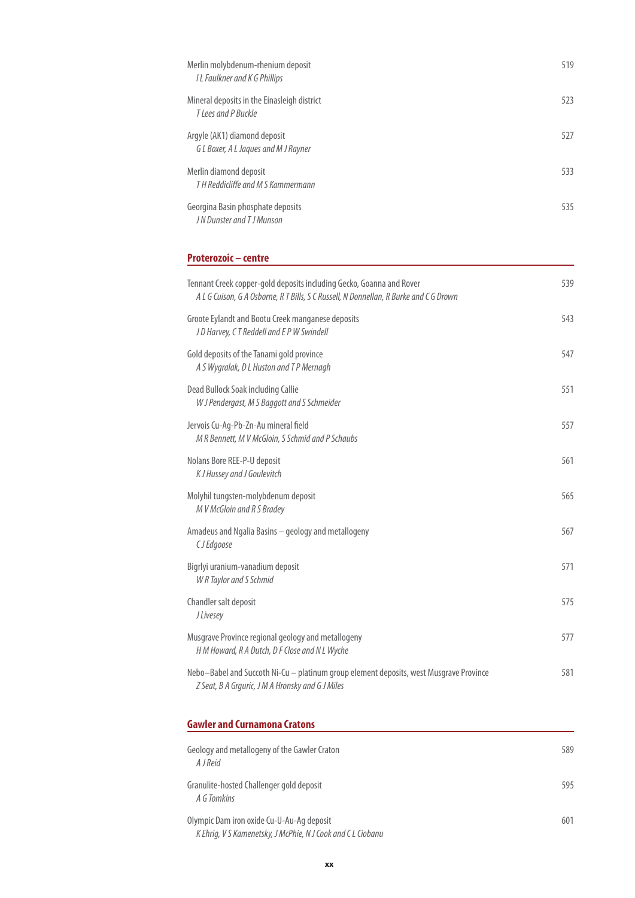Merlin molybdenum-rhenium deposit 519
*I L Faulkner and K G Phillips*

Mineral deposits in the Einasleigh district 523
*T Lees and P Buckle*

Argyle (AK1) diamond deposit 527
*G L Boxer, A L Jaques and M J Rayner*

Merlin diamond deposit 533
*T H Reddicliffe and M S Kammermann*

Georgina Basin phosphate deposits 535
*J N Dunster and T J Munson*

## Proterozoic – centre

Tennant Creek copper-gold deposits including Gecko, Goanna and Rover 539
*A L G Cuison, G A Osborne, R T Bills, S C Russell, N Donnellan, R Burke and C G Drown*

Groote Eylandt and Bootu Creek manganese deposits 543
*J D Harvey, C T Reddell and E P W Swindell*

Gold deposits of the Tanami gold province 547
*A S Wygralak, D L Huston and T P Mernagh*

Dead Bullock Soak including Callie 551
*W J Pendergast, M S Baggott and S Schmeider*

Jervois Cu-Ag-Pb-Zn-Au mineral field 557
*M R Bennett, M V McGloin, S Schmid and P Schaubs*

Nolans Bore REE-P-U deposit 561
*K J Hussey and J Goulevitch*

Molyhil tungsten-molybdenum deposit 565
*M V McGloin and R S Bradey*

Amadeus and Ngalia Basins – geology and metallogeny 567
*C J Edgoose*

Bigrlyi uranium-vanadium deposit 571
*W R Taylor and S Schmid*

Chandler salt deposit 575
*J Livesey*

Musgrave Province regional geology and metallogeny 577
*H M Howard, R A Dutch, D F Close and N L Wyche*

Nebo–Babel and Succoth Ni-Cu – platinum group element deposits, west Musgrave Province 581
*Z Seat, B A Grguric, J M A Hronsky and G J Miles*

## Gawler and Curnamona Cratons

Geology and metallogeny of the Gawler Craton 589
*A J Reid*

Granulite-hosted Challenger gold deposit 595
*A G Tomkins*

Olympic Dam iron oxide Cu-U-Au-Ag deposit 601
*K Ehrig, V S Kamenetsky, J McPhie, N J Cook and C L Ciobanu*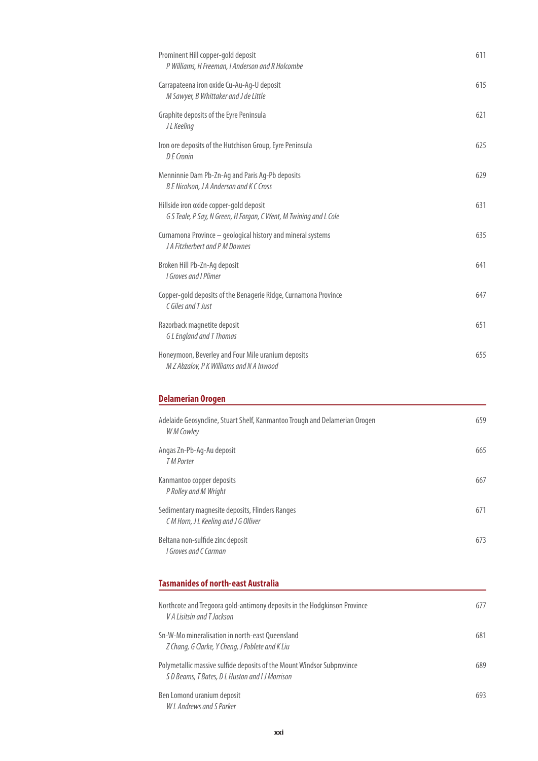Prominent Hill copper-gold deposit 611
*P Williams, H Freeman, I Anderson and R Holcombe*

Carrapateena iron oxide Cu-Au-Ag-U deposit 615
*M Sawyer, B Whittaker and J de Little*

Graphite deposits of the Eyre Peninsula 621
*J L Keeling*

Iron ore deposits of the Hutchison Group, Eyre Peninsula 625
*D E Cronin*

Menninnie Dam Pb-Zn-Ag and Paris Ag-Pb deposits 629
*B E Nicolson, J A Anderson and K C Cross*

Hillside iron oxide copper-gold deposit 631
*G S Teale, P Say, N Green, H Forgan, C Went, M Twining and L Cole*

Curnamona Province – geological history and mineral systems 635
*J A Fitzherbert and P M Downes*

Broken Hill Pb-Zn-Ag deposit 641
*I Groves and I Plimer*

Copper-gold deposits of the Benagerie Ridge, Curnamona Province 647
*C Giles and T Just*

Razorback magnetite deposit 651
*G L England and T Thomas*

Honeymoon, Beverley and Four Mile uranium deposits 655
*M Z Abzalov, P K Williams and N A Inwood*

## Delamerian Orogen

Adelaide Geosyncline, Stuart Shelf, Kanmantoo Trough and Delamerian Orogen 659
*W M Cowley*

Angas Zn-Pb-Ag-Au deposit 665
*T M Porter*

Kanmantoo copper deposits 667
*P Rolley and M Wright*

Sedimentary magnesite deposits, Flinders Ranges 671
*C M Horn, J L Keeling and J G Olliver*

Beltana non-sulfide zinc deposit 673
*I Groves and C Carman*

## Tasmanides of north-east Australia

Northcote and Tregoora gold-antimony deposits in the Hodgkinson Province 677
*V A Lisitsin and T Jackson*

Sn-W-Mo mineralisation in north-east Queensland 681
*Z Chang, G Clarke, Y Cheng, J Poblete and K Liu*

Polymetallic massive sulfide deposits of the Mount Windsor Subprovince 689
*S D Beams, T Bates, D L Huston and I J Morrison*

Ben Lomond uranium deposit 693
*W L Andrews and S Parker*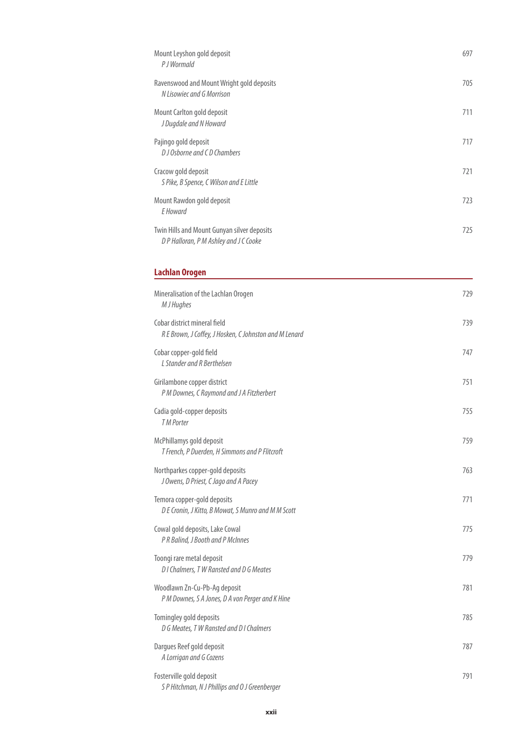Mount Leyshon gold deposit 697
*P J Wormald*

Ravenswood and Mount Wright gold deposits 705
*N Lisowiec and G Morrison*

Mount Carlton gold deposit 711
*J Dugdale and N Howard*

Pajingo gold deposit 717
*D J Osborne and C D Chambers*

Cracow gold deposit 721
*S Pike, B Spence, C Wilson and E Little*

Mount Rawdon gold deposit 723
*E Howard*

Twin Hills and Mount Gunyan silver deposits 725
*D P Halloran, P M Ashley and J C Cooke*

## Lachlan Orogen

Mineralisation of the Lachlan Orogen 729
*M J Hughes*

Cobar district mineral field 739
*R E Brown, J Coffey, J Hosken, C Johnston and M Lenard*

Cobar copper-gold field 747
*L Stander and R Berthelsen*

Girilambone copper district 751
*P M Downes, C Raymond and J A Fitzherbert*

Cadia gold-copper deposits 755
*T M Porter*

McPhillamys gold deposit 759
*T French, P Duerden, H Simmons and P Flitcroft*

Northparkes copper-gold deposits 763
*J Owens, D Priest, C Jago and A Pacey*

Temora copper-gold deposits 771
*D E Cronin, J Kitto, B Mowat, S Munro and M M Scott*

Cowal gold deposits, Lake Cowal 775
*P R Balind, J Booth and P McInnes*

Toongi rare metal deposit 779
*D I Chalmers, T W Ransted and D G Meates*

Woodlawn Zn-Cu-Pb-Ag deposit 781
*P M Downes, S A Jones, D A von Perger and K Hine*

Tomingley gold deposits 785
*D G Meates, T W Ransted and D I Chalmers*

Dargues Reef gold deposit 787
*A Lorrigan and G Cozens*

Fosterville gold deposit 791
*S P Hitchman, N J Phillips and O J Greenberger*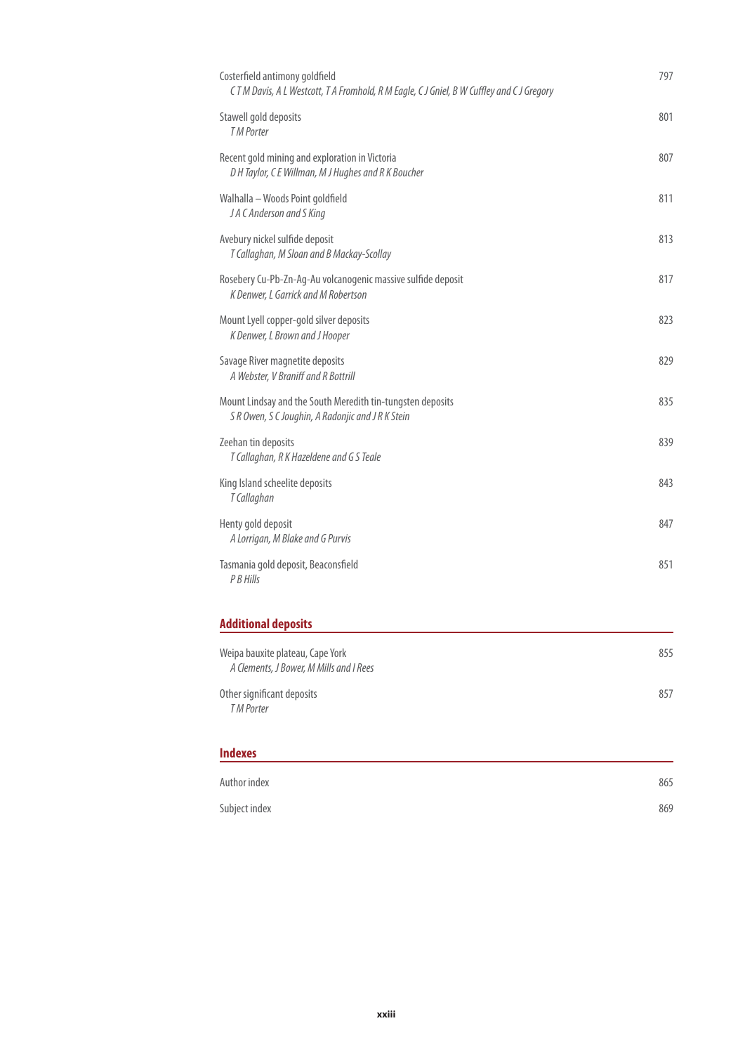Costerfield antimony goldfield 797
*C T M Davis, A L Westcott, T A Fromhold, R M Eagle, C J Gniel, B W Cuffley and C J Gregory*

Stawell gold deposits 801
*T M Porter*

Recent gold mining and exploration in Victoria 807
*D H Taylor, C E Willman, M J Hughes and R K Boucher*

Walhalla – Woods Point goldfield 811
*J A C Anderson and S King*

Avebury nickel sulfide deposit 813
*T Callaghan, M Sloan and B Mackay-Scollay*

Rosebery Cu-Pb-Zn-Ag-Au volcanogenic massive sulfide deposit 817
*K Denwer, L Garrick and M Robertson*

Mount Lyell copper-gold silver deposits 823
*K Denwer, L Brown and J Hooper*

Savage River magnetite deposits 829
*A Webster, V Braniff and R Bottrill*

Mount Lindsay and the South Meredith tin-tungsten deposits 835
*S R Owen, S C Joughin, A Radonjic and J R K Stein*

Zeehan tin deposits 839
*T Callaghan, R K Hazeldene and G S Teale*

King Island scheelite deposits 843
*T Callaghan*

Henty gold deposit 847
*A Lorrigan, M Blake and G Purvis*

Tasmania gold deposit, Beaconsfield 851
*P B Hills*

## Additional deposits

Weipa bauxite plateau, Cape York 855
*A Clements, J Bower, M Mills and I Rees*

Other significant deposits 857
*T M Porter*

## Indexes

Author index 865

Subject index 869